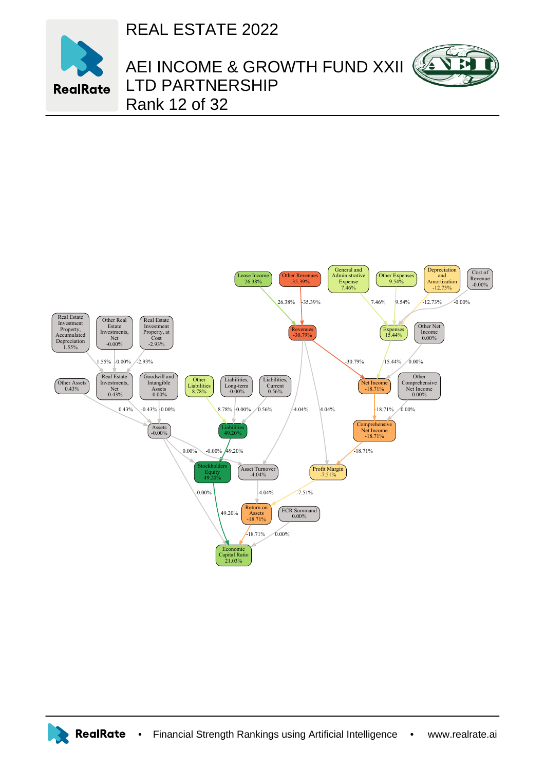# REAL ESTATE 2022

## AEI INCOME & GROWTH FUND XXII LTD PARTNERSHIP

Rank 12 of 32

Lease Income 26.38%

Other Revenues -35.39%

General and Administrative Expense 7.46%

Other Expenses 9.54%

Depreciation and Amortization -12.73%

Cost of Revenue -0.00%

Revenues -30.79%

Expenses 15.44%

Other Net Income 0.00%

Real Estate Investment Property, Accumulated Depreciation 1.55%

Other Real Estate Investments, Net -0.00%

Real Estate Investment Property, at Cost -2.93%

Other Assets 0.43%

Real Estate Investments, Net -0.43%

Goodwill and Intangible Assets -0.00%

Other Liabilities 8.78%

Liabilities, Long-term -0.00%

Liabilities, Current 0.56%

Net Income -18.71%

Other Comprehensive Net Income 0.00%

Assets -0.00%

Liabilities 49.20%

Comprehensive Net Income -18.71%

Stockholders Equity 49.20%

Asset Turnover -4.04%

Profit Margin -7.51%

Return on Assets -18.71%

ECR Summand 0.00%

Economic Capital Ratio 21.03%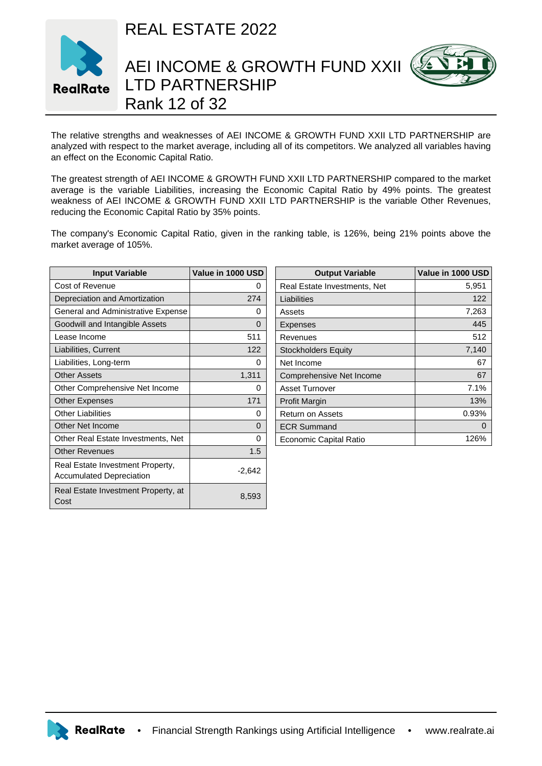# REAL ESTATE 2022

## AEI INCOME & GROWTH FUND XXII LTD PARTNERSHIP
## Rank 12 of 32

The relative strengths and weaknesses of AEI INCOME & GROWTH FUND XXII LTD PARTNERSHIP are analyzed with respect to the market average, including all of its competitors. We analyzed all variables having an effect on the Economic Capital Ratio.

The greatest strength of AEI INCOME & GROWTH FUND XXII LTD PARTNERSHIP compared to the market average is the variable Liabilities, increasing the Economic Capital Ratio by 49% points. The greatest weakness of AEI INCOME & GROWTH FUND XXII LTD PARTNERSHIP is the variable Other Revenues, reducing the Economic Capital Ratio by 35% points.

The company's Economic Capital Ratio, given in the ranking table, is 126%, being 21% points above the market average of 105%.

| Input Variable | Value in 1000 USD |
|---|---|
| Cost of Revenue | 0 |
| Depreciation and Amortization | 274 |
| General and Administrative Expense | 0 |
| Goodwill and Intangible Assets | 0 |
| Lease Income | 511 |
| Liabilities, Current | 122 |
| Liabilities, Long-term | 0 |
| Other Assets | 1,311 |
| Other Comprehensive Net Income | 0 |
| Other Expenses | 171 |
| Other Liabilities | 0 |
| Other Net Income | 0 |
| Other Real Estate Investments, Net | 0 |
| Other Revenues | 1.5 |
| Real Estate Investment Property, Accumulated Depreciation | -2,642 |
| Real Estate Investment Property, at Cost | 8,593 |

| Output Variable | Value in 1000 USD |
|---|---|
| Real Estate Investments, Net | 5,951 |
| Liabilities | 122 |
| Assets | 7,263 |
| Expenses | 445 |
| Revenues | 512 |
| Stockholders Equity | 7,140 |
| Net Income | 67 |
| Comprehensive Net Income | 67 |
| Asset Turnover | 7.1% |
| Profit Margin | 13% |
| Return on Assets | 0.93% |
| ECR Summand | 0 |
| Economic Capital Ratio | 126% |